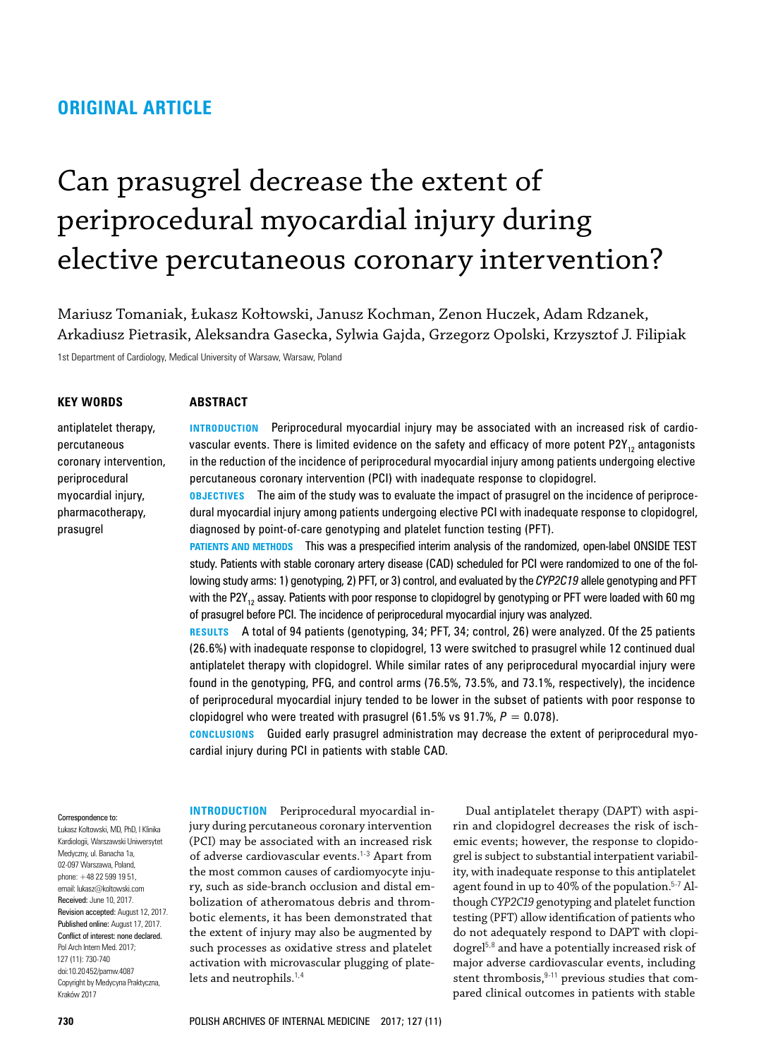## ORIGINAL ARTICLE

# Can prasugrel decrease the extent of periprocedural myocardial injury during elective percutaneous coronary intervention?

Mariusz Tomaniak, Łukasz Kołtowski, Janusz Kochman, Zenon Huczek, Adam Rdzanek, Arkadiusz Pietrasik, Aleksandra Gasecka, Sylwia Gajda, Grzegorz Opolski, Krzysztof J. Filipiak

1st Department of Cardiology, Medical University of Warsaw, Warsaw, Poland

**KEY WORDS**

antiplatelet therapy, percutaneous coronary intervention, periprocedural myocardial injury, pharmacotherapy, prasugrel

**ABSTRACT**

**INTRODUCTION** Periprocedural myocardial injury may be associated with an increased risk of cardiovascular events. There is limited evidence on the safety and efficacy of more potent $P2Y_{12}$ antagonists in the reduction of the incidence of periprocedural myocardial injury among patients undergoing elective percutaneous coronary intervention (PCI) with inadequate response to clopidogrel.

**OBJECTIVES** The aim of the study was to evaluate the impact of prasugrel on the incidence of periprocedural myocardial injury among patients undergoing elective PCI with inadequate response to clopidogrel, diagnosed by point-of-care genotyping and platelet function testing (PFT).

**PATIENTS AND METHODS** This was a prespecified interim analysis of the randomized, open-label ONSIDE TEST study. Patients with stable coronary artery disease (CAD) scheduled for PCI were randomized to one of the following study arms: 1) genotyping, 2) PFT, or 3) control, and evaluated by the *CYP2C19* allele genotyping and PFT with the $P2Y_{12}$ assay. Patients with poor response to clopidogrel by genotyping or PFT were loaded with 60 mg of prasugrel before PCI. The incidence of periprocedural myocardial injury was analyzed.

**RESULTS** A total of 94 patients (genotyping, 34; PFT, 34; control, 26) were analyzed. Of the 25 patients (26.6%) with inadequate response to clopidogrel, 13 were switched to prasugrel while 12 continued dual antiplatelet therapy with clopidogrel. While similar rates of any periprocedural myocardial injury were found in the genotyping, PFG, and control arms (76.5%, 73.5%, and 73.1%, respectively), the incidence of periprocedural myocardial injury tended to be lower in the subset of patients with poor response to clopidogrel who were treated with prasugrel (61.5% vs 91.7%, $P = 0.078$).

**CONCLUSIONS** Guided early prasugrel administration may decrease the extent of periprocedural myocardial injury during PCI in patients with stable CAD.

Correspondence to:
Łukasz Kołtowski, MD, PhD, I Klinika Kardiologii, Warszawski Uniwersytet Medyczny, ul. Banacha 1a, 02-097 Warszawa, Poland, phone: +48 22 599 19 51, email: lukasz@koltowski.com
Received: June 10, 2017.
Revision accepted: August 12, 2017.
Published online: August 17, 2017.
Conflict of interest: none declared.
Pol Arch Intern Med. 2017; 127 (11): 730-740
doi:10.20452/pamw.4087
Copyright by Medycyna Praktyczna, Kraków 2017

**INTRODUCTION** Periprocedural myocardial injury during percutaneous coronary intervention (PCI) may be associated with an increased risk of adverse cardiovascular events.[1-3] Apart from the most common causes of cardiomyocyte injury, such as side-branch occlusion and distal embolization of atheromatous debris and thrombotic elements, it has been demonstrated that the extent of injury may also be augmented by such processes as oxidative stress and platelet activation with microvascular plugging of platelets and neutrophils.[1,4]

Dual antiplatelet therapy (DAPT) with aspirin and clopidogrel decreases the risk of ischemic events; however, the response to clopidogrel is subject to substantial interpatient variability, with inadequate response to this antiplatelet agent found in up to 40% of the population.[5-7] Although *CYP2C19* genotyping and platelet function testing (PFT) allow identification of patients who do not adequately respond to DAPT with clopidogrel[5,8] and have a potentially increased risk of major adverse cardiovascular events, including stent thrombosis,[9-11] previous studies that compared clinical outcomes in patients with stable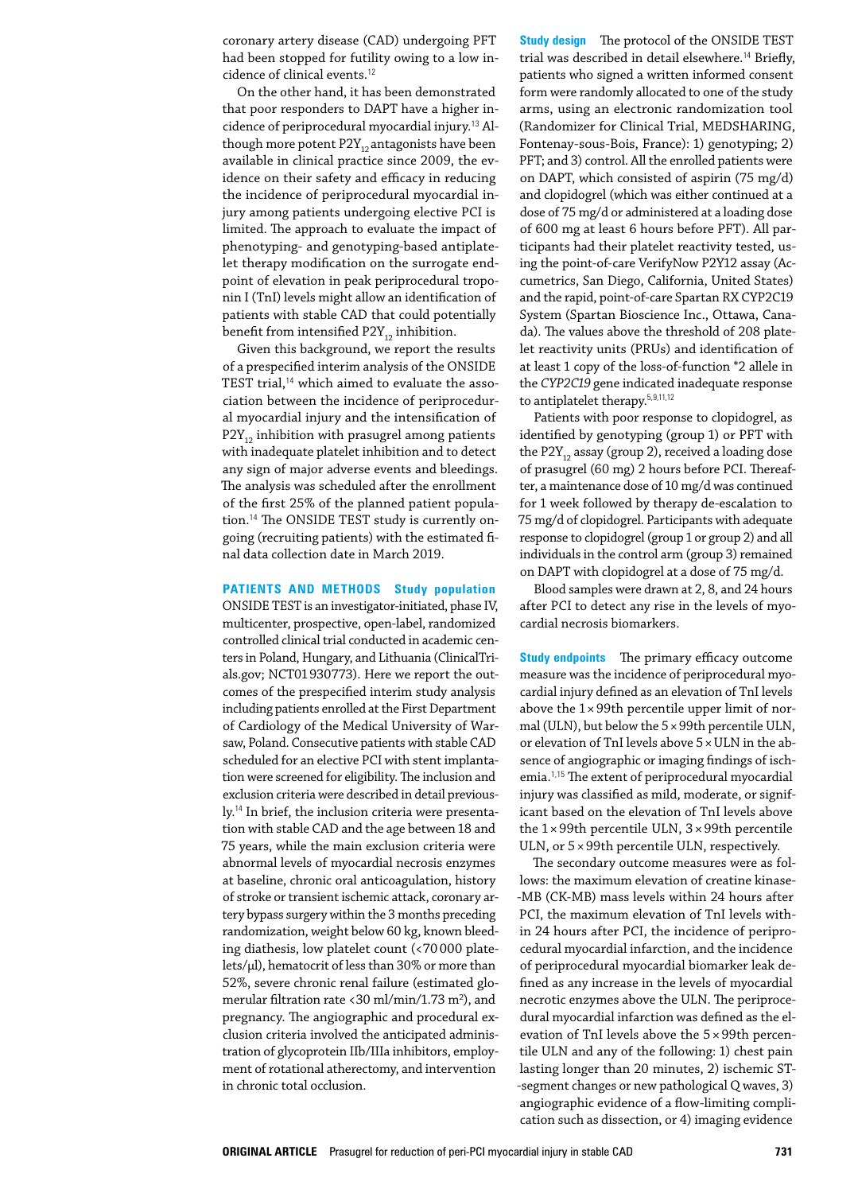coronary artery disease (CAD) undergoing PFT had been stopped for futility owing to a low incidence of clinical events.[12]

On the other hand, it has been demonstrated that poor responders to DAPT have a higher incidence of periprocedural myocardial injury.[13] Although more potent $P2Y_{12}$ antagonists have been available in clinical practice since 2009, the evidence on their safety and efficacy in reducing the incidence of periprocedural myocardial injury among patients undergoing elective PCI is limited. The approach to evaluate the impact of phenotyping- and genotyping-based antiplatelet therapy modification on the surrogate endpoint of elevation in peak periprocedural troponin I (TnI) levels might allow an identification of patients with stable CAD that could potentially benefit from intensified $P2Y_{12}$ inhibition.

Given this background, we report the results of a prespecified interim analysis of the ONSIDE TEST trial,[14] which aimed to evaluate the association between the incidence of periprocedural myocardial injury and the intensification of $P2Y_{12}$ inhibition with prasugrel among patients with inadequate platelet inhibition and to detect any sign of major adverse events and bleedings. The analysis was scheduled after the enrollment of the first 25% of the planned patient population.[14] The ONSIDE TEST study is currently ongoing (recruiting patients) with the estimated final data collection date in March 2019.

## PATIENTS AND METHODS

### Study population

ONSIDE TEST is an investigator-initiated, phase IV, multicenter, prospective, open-label, randomized controlled clinical trial conducted in academic centers in Poland, Hungary, and Lithuania (ClinicalTrials.gov; NCT01930773). Here we report the outcomes of the prespecified interim study analysis including patients enrolled at the First Department of Cardiology of the Medical University of Warsaw, Poland. Consecutive patients with stable CAD scheduled for an elective PCI with stent implantation were screened for eligibility. The inclusion and exclusion criteria were described in detail previously.[14] In brief, the inclusion criteria were presentation with stable CAD and the age between 18 and 75 years, while the main exclusion criteria were abnormal levels of myocardial necrosis enzymes at baseline, chronic oral anticoagulation, history of stroke or transient ischemic attack, coronary artery bypass surgery within the 3 months preceding randomization, weight below 60 kg, known bleeding diathesis, low platelet count (<70 000 platelets/μl), hematocrit of less than 30% or more than 52%, severe chronic renal failure (estimated glomerular filtration rate <30 ml/min/1.73 m$^2$), and pregnancy. The angiographic and procedural exclusion criteria involved the anticipated administration of glycoprotein IIb/IIIa inhibitors, employment of rotational atherectomy, and intervention in chronic total occlusion.

### Study design

The protocol of the ONSIDE TEST trial was described in detail elsewhere.[14] Briefly, patients who signed a written informed consent form were randomly allocated to one of the study arms, using an electronic randomization tool (Randomizer for Clinical Trial, MEDSHARING, Fontenay-sous-Bois, France): 1) genotyping; 2) PFT; and 3) control. All the enrolled patients were on DAPT, which consisted of aspirin (75 mg/d) and clopidogrel (which was either continued at a dose of 75 mg/d or administered at a loading dose of 600 mg at least 6 hours before PFT). All participants had their platelet reactivity tested, using the point-of-care VerifyNow P2Y12 assay (Accumetrics, San Diego, California, United States) and the rapid, point-of-care Spartan RX CYP2C19 System (Spartan Bioscience Inc., Ottawa, Canada). The values above the threshold of 208 platelet reactivity units (PRUs) and identification of at least 1 copy of the loss-of-function *2 allele in the *CYP2C19* gene indicated inadequate response to antiplatelet therapy.[5,9,11,12]

Patients with poor response to clopidogrel, as identified by genotyping (group 1) or PFT with the $P2Y_{12}$ assay (group 2), received a loading dose of prasugrel (60 mg) 2 hours before PCI. Thereafter, a maintenance dose of 10 mg/d was continued for 1 week followed by therapy de-escalation to 75 mg/d of clopidogrel. Participants with adequate response to clopidogrel (group 1 or group 2) and all individuals in the control arm (group 3) remained on DAPT with clopidogrel at a dose of 75 mg/d.

Blood samples were drawn at 2, 8, and 24 hours after PCI to detect any rise in the levels of myocardial necrosis biomarkers.

### Study endpoints

The primary efficacy outcome measure was the incidence of periprocedural myocardial injury defined as an elevation of TnI levels above the 1 × 99th percentile upper limit of normal (ULN), but below the 5 × 99th percentile ULN, or elevation of TnI levels above 5 × ULN in the absence of angiographic or imaging findings of ischemia.[1,15] The extent of periprocedural myocardial injury was classified as mild, moderate, or significant based on the elevation of TnI levels above the 1 × 99th percentile ULN, 3 × 99th percentile ULN, or 5 × 99th percentile ULN, respectively.

The secondary outcome measures were as follows: the maximum elevation of creatine kinase-MB (CK-MB) mass levels within 24 hours after PCI, the maximum elevation of TnI levels within 24 hours after PCI, the incidence of periprocedural myocardial infarction, and the incidence of periprocedural myocardial biomarker leak defined as any increase in the levels of myocardial necrotic enzymes above the ULN. The periprocedural myocardial infarction was defined as the elevation of TnI levels above the 5 × 99th percentile ULN and any of the following: 1) chest pain lasting longer than 20 minutes, 2) ischemic ST-segment changes or new pathological Q waves, 3) angiographic evidence of a flow-limiting complication such as dissection, or 4) imaging evidence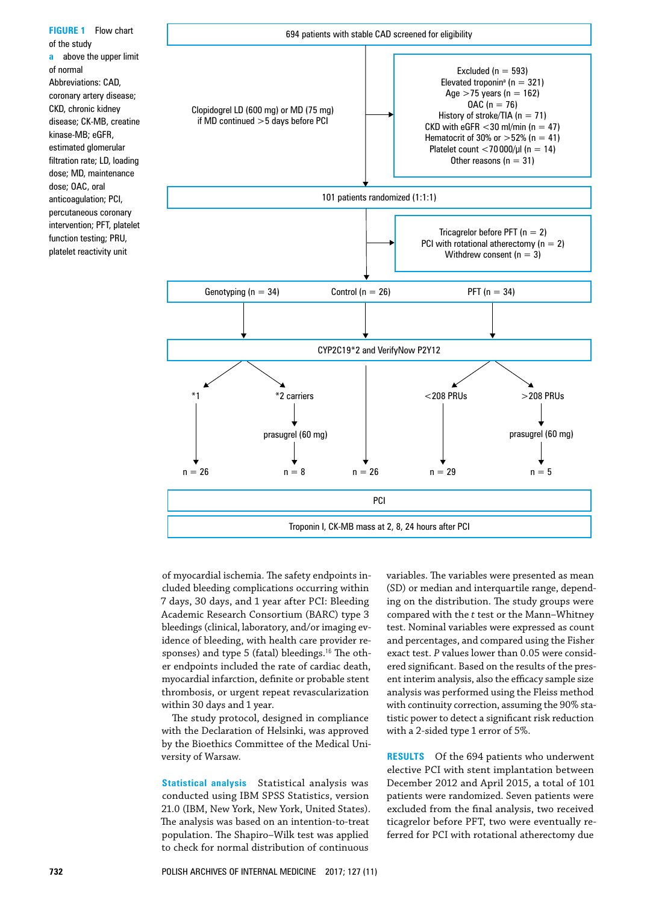**FIGURE 1** Flow chart of the study

a above the upper limit of normal

Abbreviations: CAD, coronary artery disease; CKD, chronic kidney disease; CK-MB, creatine kinase-MB; eGFR, estimated glomerular filtration rate; LD, loading dose; MD, maintenance dose; OAC, oral anticoagulation; PCI, percutaneous coronary intervention; PFT, platelet function testing; PRU, platelet reactivity unit

694 patients with stable CAD screened for eligibility

Clopidogrel LD (600 mg) or MD (75 mg) if MD continued >5 days before PCI

Excluded (n = 593)
Elevated troponin[a] (n = 321)
Age >75 years (n = 162)
OAC (n = 76)
History of stroke/TIA (n = 71)
CKD with eGFR <30 ml/min (n = 47)
Hematocrit of 30% or >52% (n = 41)
Platelet count <70 000/μl (n = 14)
Other reasons (n = 31)

101 patients randomized (1:1:1)

Tricagrelor before PFT (n = 2)
PCI with rotational atherectomy (n = 2)
Withdrew consent (n = 3)

Genotyping (n = 34) | Control (n = 26) | PFT (n = 34)

CYP2C19*2 and VerifyNow P2Y12

*1 → n = 26
*2 carriers → prasugrel (60 mg) → n = 8
Control → n = 26
<208 PRUs → n = 29
>208 PRUs → prasugrel (60 mg) → n = 5

PCI

Troponin I, CK-MB mass at 2, 8, 24 hours after PCI

of myocardial ischemia. The safety endpoints included bleeding complications occurring within 7 days, 30 days, and 1 year after PCI: Bleeding Academic Research Consortium (BARC) type 3 bleedings (clinical, laboratory, and/or imaging evidence of bleeding, with health care provider responses) and type 5 (fatal) bleedings.[16] The other endpoints included the rate of cardiac death, myocardial infarction, definite or probable stent thrombosis, or urgent repeat revascularization within 30 days and 1 year.

The study protocol, designed in compliance with the Declaration of Helsinki, was approved by the Bioethics Committee of the Medical University of Warsaw.

**Statistical analysis** Statistical analysis was conducted using IBM SPSS Statistics, version 21.0 (IBM, New York, New York, United States). The analysis was based on an intention-to-treat population. The Shapiro–Wilk test was applied to check for normal distribution of continuous variables. The variables were presented as mean (SD) or median and interquartile range, depending on the distribution. The study groups were compared with the *t* test or the Mann–Whitney test. Nominal variables were expressed as count and percentages, and compared using the Fisher exact test. *P* values lower than 0.05 were considered significant. Based on the results of the present interim analysis, also the efficacy sample size analysis was performed using the Fleiss method with continuity correction, assuming the 90% statistic power to detect a significant risk reduction with a 2-sided type 1 error of 5%.

## RESULTS

Of the 694 patients who underwent elective PCI with stent implantation between December 2012 and April 2015, a total of 101 patients were randomized. Seven patients were excluded from the final analysis, two received ticagrelor before PFT, two were eventually referred for PCI with rotational atherectomy due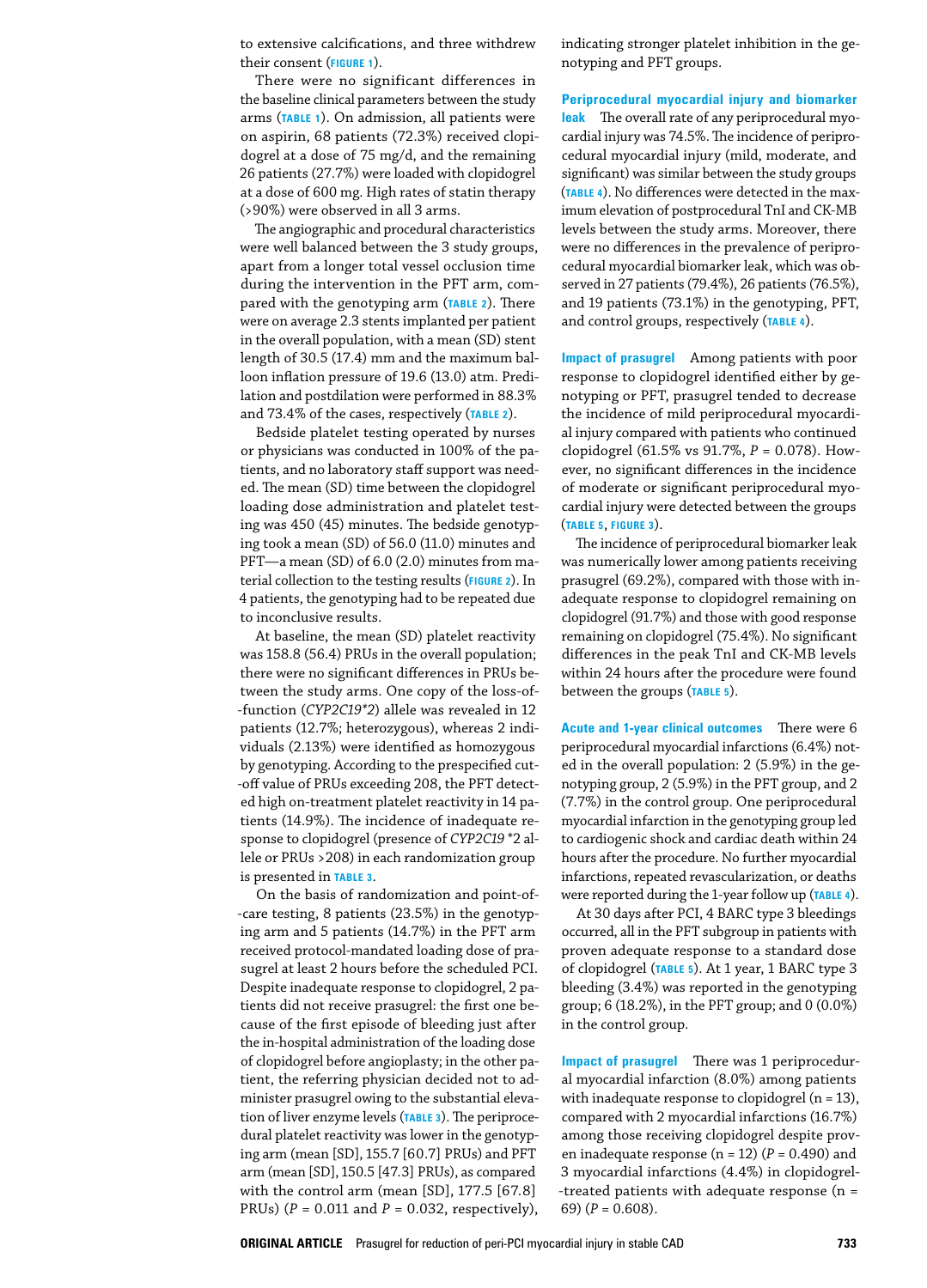to extensive calcifications, and three withdrew their consent (FIGURE 1).

There were no significant differences in the baseline clinical parameters between the study arms (TABLE 1). On admission, all patients were on aspirin, 68 patients (72.3%) received clopidogrel at a dose of 75 mg/d, and the remaining 26 patients (27.7%) were loaded with clopidogrel at a dose of 600 mg. High rates of statin therapy (>90%) were observed in all 3 arms.

The angiographic and procedural characteristics were well balanced between the 3 study groups, apart from a longer total vessel occlusion time during the intervention in the PFT arm, compared with the genotyping arm (TABLE 2). There were on average 2.3 stents implanted per patient in the overall population, with a mean (SD) stent length of 30.5 (17.4) mm and the maximum balloon inflation pressure of 19.6 (13.0) atm. Predilation and postdilation were performed in 88.3% and 73.4% of the cases, respectively (TABLE 2).

Bedside platelet testing operated by nurses or physicians was conducted in 100% of the patients, and no laboratory staff support was needed. The mean (SD) time between the clopidogrel loading dose administration and platelet testing was 450 (45) minutes. The bedside genotyping took a mean (SD) of 56.0 (11.0) minutes and PFT—a mean (SD) of 6.0 (2.0) minutes from material collection to the testing results (FIGURE 2). In 4 patients, the genotyping had to be repeated due to inconclusive results.

At baseline, the mean (SD) platelet reactivity was 158.8 (56.4) PRUs in the overall population; there were no significant differences in PRUs between the study arms. One copy of the loss-of-function (*CYP2C19\*2*) allele was revealed in 12 patients (12.7%; heterozygous), whereas 2 individuals (2.13%) were identified as homozygous by genotyping. According to the prespecified cut-off value of PRUs exceeding 208, the PFT detected high on-treatment platelet reactivity in 14 patients (14.9%). The incidence of inadequate response to clopidogrel (presence of *CYP2C19* \*2 allele or PRUs >208) in each randomization group is presented in TABLE 3.

On the basis of randomization and point-of-care testing, 8 patients (23.5%) in the genotyping arm and 5 patients (14.7%) in the PFT arm received protocol-mandated loading dose of prasugrel at least 2 hours before the scheduled PCI. Despite inadequate response to clopidogrel, 2 patients did not receive prasugrel: the first one because of the first episode of bleeding just after the in-hospital administration of the loading dose of clopidogrel before angioplasty; in the other patient, the referring physician decided not to administer prasugrel owing to the substantial elevation of liver enzyme levels (TABLE 3). The periprocedural platelet reactivity was lower in the genotyping arm (mean [SD], 155.7 [60.7] PRUs) and PFT arm (mean [SD], 150.5 [47.3] PRUs), as compared with the control arm (mean [SD], 177.5 [67.8] PRUs) ($P$ = 0.011 and $P$ = 0.032, respectively), indicating stronger platelet inhibition in the genotyping and PFT groups.

**Periprocedural myocardial injury and biomarker leak** The overall rate of any periprocedural myocardial injury was 74.5%. The incidence of periprocedural myocardial injury (mild, moderate, and significant) was similar between the study groups (TABLE 4). No differences were detected in the maximum elevation of postprocedural TnI and CK-MB levels between the study arms. Moreover, there were no differences in the prevalence of periprocedural myocardial biomarker leak, which was observed in 27 patients (79.4%), 26 patients (76.5%), and 19 patients (73.1%) in the genotyping, PFT, and control groups, respectively (TABLE 4).

**Impact of prasugrel** Among patients with poor response to clopidogrel identified either by genotyping or PFT, prasugrel tended to decrease the incidence of mild periprocedural myocardial injury compared with patients who continued clopidogrel (61.5% vs 91.7%, $P$ = 0.078). However, no significant differences in the incidence of moderate or significant periprocedural myocardial injury were detected between the groups (TABLE 5, FIGURE 3).

The incidence of periprocedural biomarker leak was numerically lower among patients receiving prasugrel (69.2%), compared with those with inadequate response to clopidogrel remaining on clopidogrel (91.7%) and those with good response remaining on clopidogrel (75.4%). No significant differences in the peak TnI and CK-MB levels within 24 hours after the procedure were found between the groups (TABLE 5).

**Acute and 1-year clinical outcomes** There were 6 periprocedural myocardial infarctions (6.4%) noted in the overall population: 2 (5.9%) in the genotyping group, 2 (5.9%) in the PFT group, and 2 (7.7%) in the control group. One periprocedural myocardial infarction in the genotyping group led to cardiogenic shock and cardiac death within 24 hours after the procedure. No further myocardial infarctions, repeated revascularization, or deaths were reported during the 1-year follow up (TABLE 4).

At 30 days after PCI, 4 BARC type 3 bleedings occurred, all in the PFT subgroup in patients with proven adequate response to a standard dose of clopidogrel (TABLE 5). At 1 year, 1 BARC type 3 bleeding (3.4%) was reported in the genotyping group; 6 (18.2%), in the PFT group; and 0 (0.0%) in the control group.

**Impact of prasugrel** There was 1 periprocedural myocardial infarction (8.0%) among patients with inadequate response to clopidogrel (n = 13), compared with 2 myocardial infarctions (16.7%) among those receiving clopidogrel despite proven inadequate response (n = 12) ($P$ = 0.490) and 3 myocardial infarctions (4.4%) in clopidogrel-treated patients with adequate response (n = 69) ($P$ = 0.608).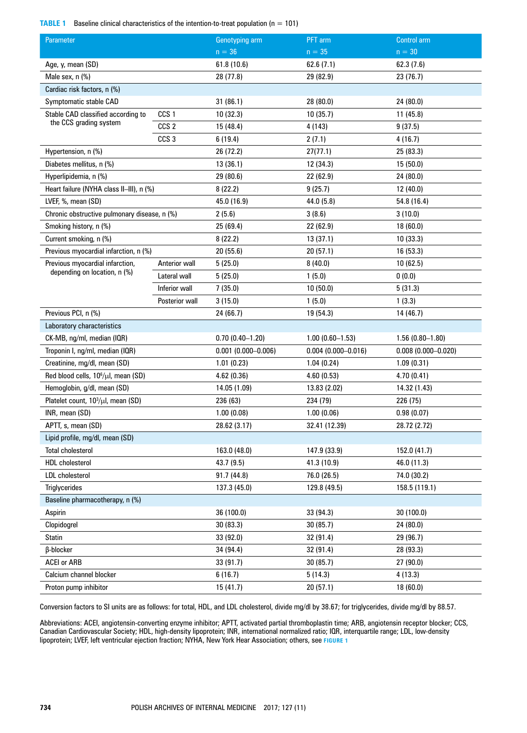**TABLE 1** Baseline clinical characteristics of the intention-to-treat population (n = 101)

| Parameter | | Genotyping arm n = 36 | PFT arm n = 35 | Control arm n = 30 |
|---|---|---|---|---|
| Age, y, mean (SD) | | 61.8 (10.6) | 62.6 (7.1) | 62.3 (7.6) |
| Male sex, n (%) | | 28 (77.8) | 29 (82.9) | 23 (76.7) |
| Cardiac risk factors, n (%) | | | | |
| Symptomatic stable CAD | | 31 (86.1) | 28 (80.0) | 24 (80.0) |
| Stable CAD classified according to the CCS grading system | CCS 1 | 10 (32.3) | 10 (35.7) | 11 (45.8) |
| | CCS 2 | 15 (48.4) | 4 (143) | 9 (37.5) |
| | CCS 3 | 6 (19.4) | 2 (7.1) | 4 (16.7) |
| Hypertension, n (%) | | 26 (72.2) | 27(77.1) | 25 (83.3) |
| Diabetes mellitus, n (%) | | 13 (36.1) | 12 (34.3) | 15 (50.0) |
| Hyperlipidemia, n (%) | | 29 (80.6) | 22 (62.9) | 24 (80.0) |
| Heart failure (NYHA class II–III), n (%) | | 8 (22.2) | 9 (25.7) | 12 (40.0) |
| LVEF, %, mean (SD) | | 45.0 (16.9) | 44.0 (5.8) | 54.8 (16.4) |
| Chronic obstructive pulmonary disease, n (%) | | 2 (5.6) | 3 (8.6) | 3 (10.0) |
| Smoking history, n (%) | | 25 (69.4) | 22 (62.9) | 18 (60.0) |
| Current smoking, n (%) | | 8 (22.2) | 13 (37.1) | 10 (33.3) |
| Previous myocardial infarction, n (%) | | 20 (55.6) | 20 (57.1) | 16 (53.3) |
| Previous myocardial infarction, depending on location, n (%) | Anterior wall | 5 (25.0) | 8 (40.0) | 10 (62.5) |
| | Lateral wall | 5 (25.0) | 1 (5.0) | 0 (0.0) |
| | Inferior wall | 7 (35.0) | 10 (50.0) | 5 (31.3) |
| | Posterior wall | 3 (15.0) | 1 (5.0) | 1 (3.3) |
| Previous PCI, n (%) | | 24 (66.7) | 19 (54.3) | 14 (46.7) |
| Laboratory characteristics | | | | |
| CK-MB, ng/ml, median (IQR) | | 0.70 (0.40–1.20) | 1.00 (0.60–1.53) | 1.56 (0.80–1.80) |
| Troponin I, ng/ml, median (IQR) | | 0.001 (0.000–0.006) | 0.004 (0.000–0.016) | 0.008 (0.000–0.020) |
| Creatinine, mg/dl, mean (SD) | | 1.01 (0.23) | 1.04 (0.24) | 1.09 (0.31) |
| Red blood cells, $10^6/\mu l$, mean (SD) | | 4.62 (0.36) | 4.60 (0.53) | 4.70 (0.41) |
| Hemoglobin, g/dl, mean (SD) | | 14.05 (1.09) | 13.83 (2.02) | 14.32 (1.43) |
| Platelet count, $10^3/\mu l$, mean (SD) | | 236 (63) | 234 (79) | 226 (75) |
| INR, mean (SD) | | 1.00 (0.08) | 1.00 (0.06) | 0.98 (0.07) |
| APTT, s, mean (SD) | | 28.62 (3.17) | 32.41 (12.39) | 28.72 (2.72) |
| Lipid profile, mg/dl, mean (SD) | | | | |
| Total cholesterol | | 163.0 (48.0) | 147.9 (33.9) | 152.0 (41.7) |
| HDL cholesterol | | 43.7 (9.5) | 41.3 (10.9) | 46.0 (11.3) |
| LDL cholesterol | | 91.7 (44.8) | 76.0 (26.5) | 74.0 (30.2) |
| Triglycerides | | 137.3 (45.0) | 129.8 (49.5) | 158.5 (119.1) |
| Baseline pharmacotherapy, n (%) | | | | |
| Aspirin | | 36 (100.0) | 33 (94.3) | 30 (100.0) |
| Clopidogrel | | 30 (83.3) | 30 (85.7) | 24 (80.0) |
| Statin | | 33 (92.0) | 32 (91.4) | 29 (96.7) |
| β-blocker | | 34 (94.4) | 32 (91.4) | 28 (93.3) |
| ACEI or ARB | | 33 (91.7) | 30 (85.7) | 27 (90.0) |
| Calcium channel blocker | | 6 (16.7) | 5 (14.3) | 4 (13.3) |
| Proton pump inhibitor | | 15 (41.7) | 20 (57.1) | 18 (60.0) |

Conversion factors to SI units are as follows: for total, HDL, and LDL cholesterol, divide mg/dl by 38.67; for triglycerides, divide mg/dl by 88.57.

Abbreviations: ACEI, angiotensin-converting enzyme inhibitor; APTT, activated partial thromboplastin time; ARB, angiotensin receptor blocker; CCS, Canadian Cardiovascular Society; HDL, high-density lipoprotein; INR, international normalized ratio; IQR, interquartile range; LDL, low-density lipoprotein; LVEF, left ventricular ejection fraction; NYHA, New York Hear Association; others, see FIGURE 1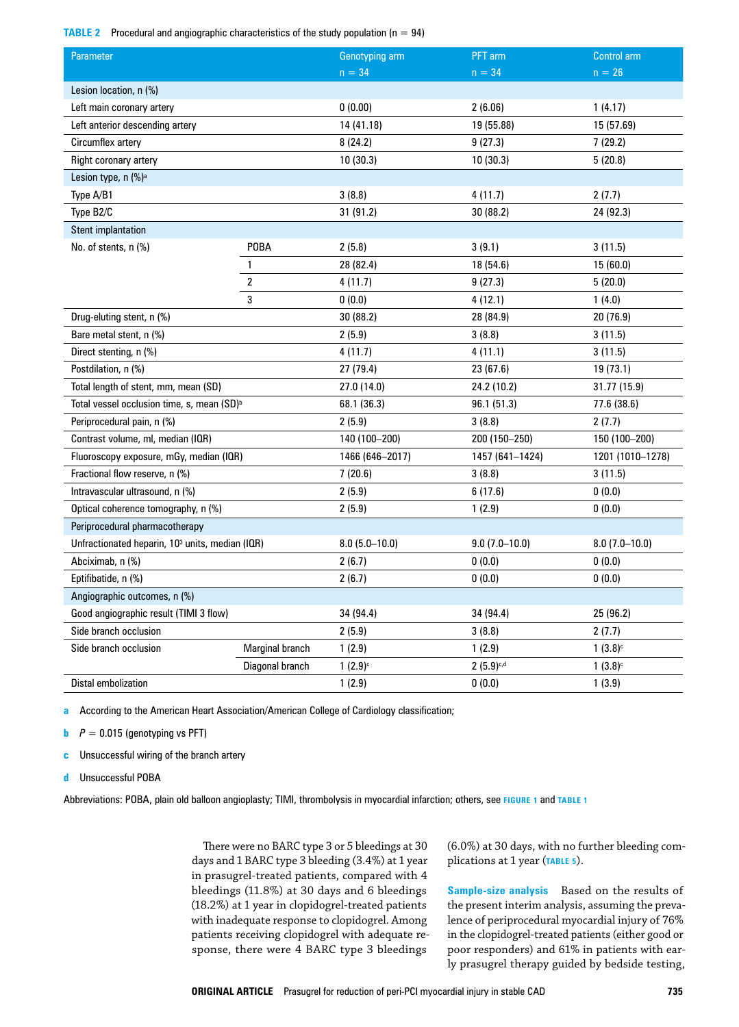**TABLE 2** Procedural and angiographic characteristics of the study population (n = 94)

| Parameter | | Genotyping arm n = 34 | PFT arm n = 34 | Control arm n = 26 |
|---|---|---|---|---|
| Lesion location, n (%) | | | | |
| Left main coronary artery | | 0 (0.00) | 2 (6.06) | 1 (4.17) |
| Left anterior descending artery | | 14 (41.18) | 19 (55.88) | 15 (57.69) |
| Circumflex artery | | 8 (24.2) | 9 (27.3) | 7 (29.2) |
| Right coronary artery | | 10 (30.3) | 10 (30.3) | 5 (20.8) |
| Lesion type, n (%)[a] | | | | |
| Type A/B1 | | 3 (8.8) | 4 (11.7) | 2 (7.7) |
| Type B2/C | | 31 (91.2) | 30 (88.2) | 24 (92.3) |
| Stent implantation | | | | |
| No. of stents, n (%) | POBA | 2 (5.8) | 3 (9.1) | 3 (11.5) |
| | 1 | 28 (82.4) | 18 (54.6) | 15 (60.0) |
| | 2 | 4 (11.7) | 9 (27.3) | 5 (20.0) |
| | 3 | 0 (0.0) | 4 (12.1) | 1 (4.0) |
| Drug-eluting stent, n (%) | | 30 (88.2) | 28 (84.9) | 20 (76.9) |
| Bare metal stent, n (%) | | 2 (5.9) | 3 (8.8) | 3 (11.5) |
| Direct stenting, n (%) | | 4 (11.7) | 4 (11.1) | 3 (11.5) |
| Postdilation, n (%) | | 27 (79.4) | 23 (67.6) | 19 (73.1) |
| Total length of stent, mm, mean (SD) | | 27.0 (14.0) | 24.2 (10.2) | 31.77 (15.9) |
| Total vessel occlusion time, s, mean (SD)[b] | | 68.1 (36.3) | 96.1 (51.3) | 77.6 (38.6) |
| Periprocedural pain, n (%) | | 2 (5.9) | 3 (8.8) | 2 (7.7) |
| Contrast volume, ml, median (IQR) | | 140 (100–200) | 200 (150–250) | 150 (100–200) |
| Fluoroscopy exposure, mGy, median (IQR) | | 1466 (646–2017) | 1457 (641–1424) | 1201 (1010–1278) |
| Fractional flow reserve, n (%) | | 7 (20.6) | 3 (8.8) | 3 (11.5) |
| Intravascular ultrasound, n (%) | | 2 (5.9) | 6 (17.6) | 0 (0.0) |
| Optical coherence tomography, n (%) | | 2 (5.9) | 1 (2.9) | 0 (0.0) |
| Periprocedural pharmacotherapy | | | | |
| Unfractionated heparin, $10^3$ units, median (IQR) | | 8.0 (5.0–10.0) | 9.0 (7.0–10.0) | 8.0 (7.0–10.0) |
| Abciximab, n (%) | | 2 (6.7) | 0 (0.0) | 0 (0.0) |
| Eptifibatide, n (%) | | 2 (6.7) | 0 (0.0) | 0 (0.0) |
| Angiographic outcomes, n (%) | | | | |
| Good angiographic result (TIMI 3 flow) | | 34 (94.4) | 34 (94.4) | 25 (96.2) |
| Side branch occlusion | | 2 (5.9) | 3 (8.8) | 2 (7.7) |
| Side branch occlusion | Marginal branch | 1 (2.9) | 1 (2.9) | 1 (3.8)[c] |
| | Diagonal branch | 1 (2.9)[c] | 2 (5.9)[c,d] | 1 (3.8)[c] |
| Distal embolization | | 1 (2.9) | 0 (0.0) | 1 (3.9) |

a According to the American Heart Association/American College of Cardiology classification;

b $P = 0.015$ (genotyping vs PFT)

c Unsuccessful wiring of the branch artery

d Unsuccessful POBA

Abbreviations: POBA, plain old balloon angioplasty; TIMI, thrombolysis in myocardial infarction; others, see FIGURE 1 and TABLE 1

There were no BARC type 3 or 5 bleedings at 30 days and 1 BARC type 3 bleeding (3.4%) at 1 year in prasugrel-treated patients, compared with 4 bleedings (11.8%) at 30 days and 6 bleedings (18.2%) at 1 year in clopidogrel-treated patients with inadequate response to clopidogrel. Among patients receiving clopidogrel with adequate response, there were 4 BARC type 3 bleedings (6.0%) at 30 days, with no further bleeding complications at 1 year (TABLE 5).

**Sample-size analysis** Based on the results of the present interim analysis, assuming the prevalence of periprocedural myocardial injury of 76% in the clopidogrel-treated patients (either good or poor responders) and 61% in patients with early prasugrel therapy guided by bedside testing,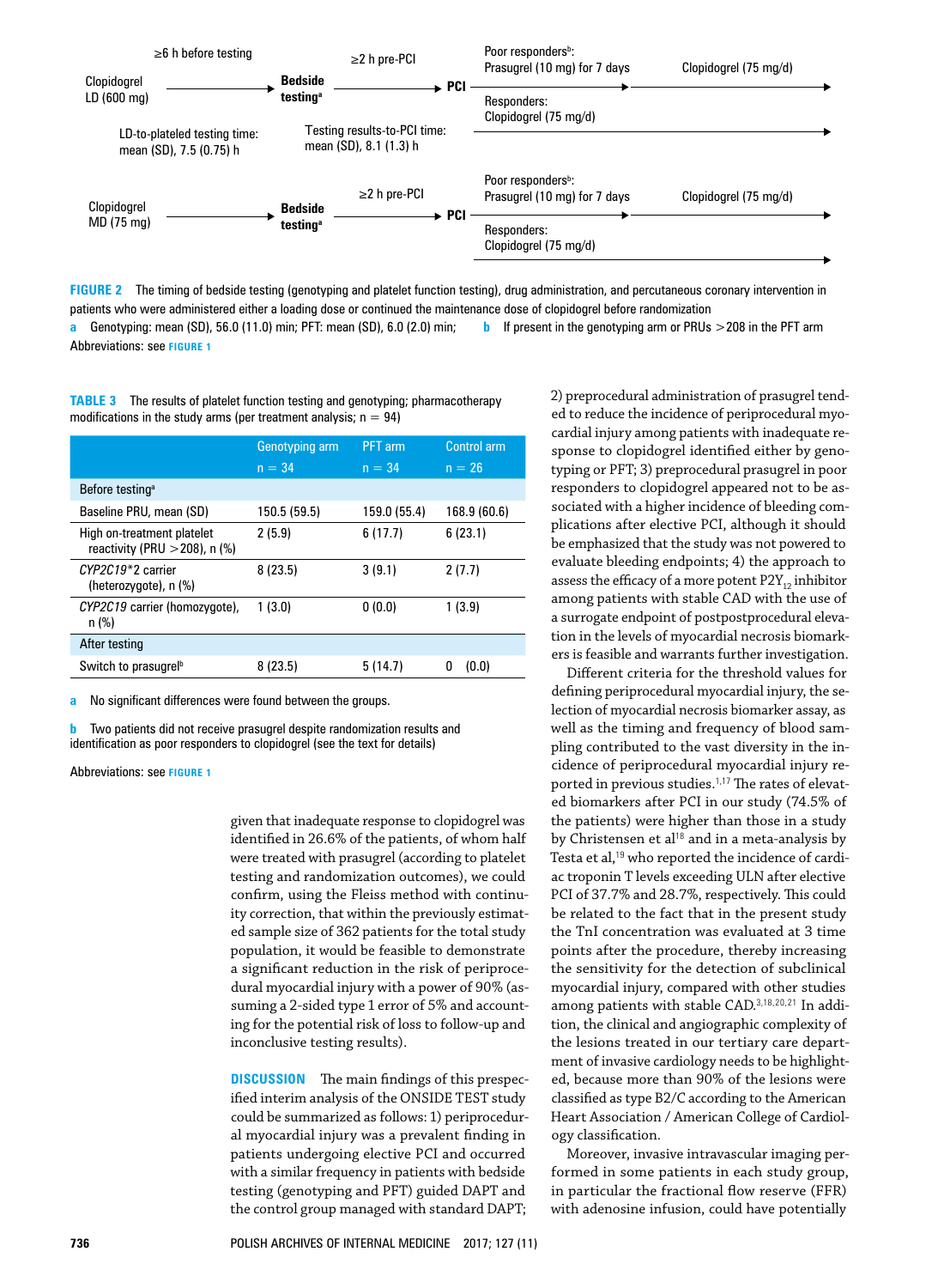≥6 h before testing

Clopidogrel LD (600 mg) → **Bedside testing**[a] → ≥2 h pre-PCI → **PCI** → Poor responders[b]: Prasugrel (10 mg) for 7 days → Clopidogrel (75 mg/d)

Responders: Clopidogrel (75 mg/d)

LD-to-plateled testing time: mean (SD), 7.5 (0.75) h

Testing results-to-PCI time: mean (SD), 8.1 (1.3) h

Clopidogrel MD (75 mg) → **Bedside testing**[a] → ≥2 h pre-PCI → **PCI** → Poor responders[b]: Prasugrel (10 mg) for 7 days → Clopidogrel (75 mg/d)

Responders: Clopidogrel (75 mg/d)

**FIGURE 2** The timing of bedside testing (genotyping and platelet function testing), drug administration, and percutaneous coronary intervention in patients who were administered either a loading dose or continued the maintenance dose of clopidogrel before randomization

a Genotyping: mean (SD), 56.0 (11.0) min; PFT: mean (SD), 6.0 (2.0) min; b If present in the genotyping arm or PRUs >208 in the PFT arm

Abbreviations: see FIGURE 1

**TABLE 3** The results of platelet function testing and genotyping; pharmacotherapy modifications in the study arms (per treatment analysis; n = 94)

| | Genotyping arm n = 34 | PFT arm n = 34 | Control arm n = 26 |
|---|---|---|---|
| Before testing[a] | | | |
| Baseline PRU, mean (SD) | 150.5 (59.5) | 159.0 (55.4) | 168.9 (60.6) |
| High on-treatment platelet reactivity (PRU >208), n (%) | 2 (5.9) | 6 (17.7) | 6 (23.1) |
| *CYP2C19\*2* carrier (heterozygote), n (%) | 8 (23.5) | 3 (9.1) | 2 (7.7) |
| *CYP2C19* carrier (homozygote), n (%) | 1 (3.0) | 0 (0.0) | 1 (3.9) |
| After testing | | | |
| Switch to prasugrel[b] | 8 (23.5) | 5 (14.7) | 0 (0.0) |

a No significant differences were found between the groups.

b Two patients did not receive prasugrel despite randomization results and identification as poor responders to clopidogrel (see the text for details)

Abbreviations: see FIGURE 1

given that inadequate response to clopidogrel was identified in 26.6% of the patients, of whom half were treated with prasugrel (according to platelet testing and randomization outcomes), we could confirm, using the Fleiss method with continuity correction, that within the previously estimated sample size of 362 patients for the total study population, it would be feasible to demonstrate a significant reduction in the risk of periprocedural myocardial injury with a power of 90% (assuming a 2-sided type 1 error of 5% and accounting for the potential risk of loss to follow-up and inconclusive testing results).

## DISCUSSION

The main findings of this prespecified interim analysis of the ONSIDE TEST study could be summarized as follows: 1) periprocedural myocardial injury was a prevalent finding in patients undergoing elective PCI and occurred with a similar frequency in patients with bedside testing (genotyping and PFT) guided DAPT and the control group managed with standard DAPT; 2) preprocedural administration of prasugrel tended to reduce the incidence of periprocedural myocardial injury among patients with inadequate response to clopidogrel identified either by genotyping or PFT; 3) preprocedural prasugrel in poor responders to clopidogrel appeared not to be associated with a higher incidence of bleeding complications after elective PCI, although it should be emphasized that the study was not powered to evaluate bleeding endpoints; 4) the approach to assess the efficacy of a more potent $P2Y_{12}$ inhibitor among patients with stable CAD with the use of a surrogate endpoint of postpostprocedural elevation in the levels of myocardial necrosis biomarkers is feasible and warrants further investigation.

Different criteria for the threshold values for defining periprocedural myocardial injury, the selection of myocardial necrosis biomarker assay, as well as the timing and frequency of blood sampling contributed to the vast diversity in the incidence of periprocedural myocardial injury reported in previous studies.[1,17] The rates of elevated biomarkers after PCI in our study (74.5% of the patients) were higher than those in a study by Christensen et al[18] and in a meta-analysis by Testa et al,[19] who reported the incidence of cardiac troponin T levels exceeding ULN after elective PCI of 37.7% and 28.7%, respectively. This could be related to the fact that in the present study the TnI concentration was evaluated at 3 time points after the procedure, thereby increasing the sensitivity for the detection of subclinical myocardial injury, compared with other studies among patients with stable CAD.[3,18,20,21] In addition, the clinical and angiographic complexity of the lesions treated in our tertiary care department of invasive cardiology needs to be highlighted, because more than 90% of the lesions were classified as type B2/C according to the American Heart Association / American College of Cardiology classification.

Moreover, invasive intravascular imaging performed in some patients in each study group, in particular the fractional flow reserve (FFR) with adenosine infusion, could have potentially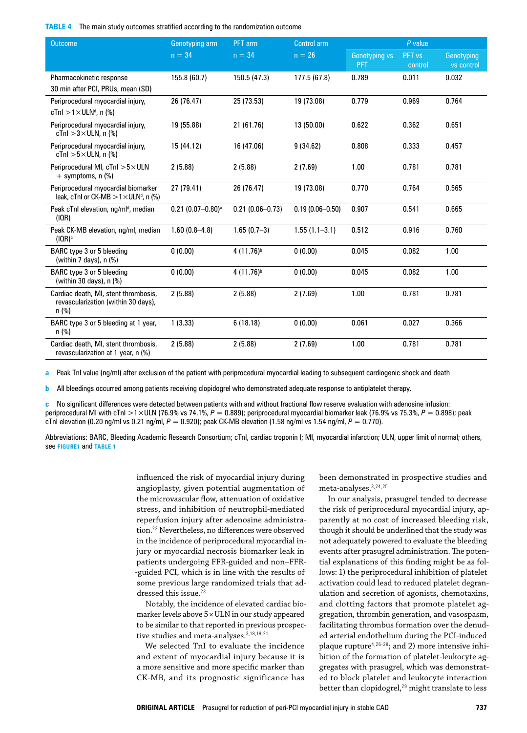**TABLE 4** The main study outcomes stratified according to the randomization outcome

| Outcome | Genotyping arm n = 34 | PFT arm n = 34 | Control arm n = 26 | P value | | |
|---|---|---|---|---|---|---|
| | | | | Genotyping vs PFT | PFT vs control | Genotyping vs control |
| Pharmacokinetic response 30 min after PCI, PRUs, mean (SD) | 155.8 (60.7) | 150.5 (47.3) | 177.5 (67.8) | 0.789 | 0.011 | 0.032 |
| Periprocedural myocardial injury, cTnI >1×ULN[d], n (%) | 26 (76.47) | 25 (73.53) | 19 (73.08) | 0.779 | 0.969 | 0.764 |
| Periprocedural myocardial injury, cTnI >3×ULN, n (%) | 19 (55.88) | 21 (61.76) | 13 (50.00) | 0.622 | 0.362 | 0.651 |
| Periprocedural myocardial injury, cTnI >5×ULN, n (%) | 15 (44.12) | 16 (47.06) | 9 (34.62) | 0.808 | 0.333 | 0.457 |
| Periprocedural MI, cTnI >5×ULN + symptoms, n (%) | 2 (5.88) | 2 (5.88) | 2 (7.69) | 1.00 | 0.781 | 0.781 |
| Periprocedural myocardial biomarker leak, cTnI or CK-MB >1×ULN[d], n (%) | 27 (79.41) | 26 (76.47) | 19 (73.08) | 0.770 | 0.764 | 0.565 |
| Peak cTnI elevation, ng/ml[d], median (IQR) | 0.21 (0.07–0.80)[a] | 0.21 (0.06–0.73) | 0.19 (0.06–0.50) | 0.907 | 0.541 | 0.665 |
| Peak CK-MB elevation, ng/ml, median (IQR)[c] | 1.60 (0.8–4.8) | 1.65 (0.7–3) | 1.55 (1.1–3.1) | 0.512 | 0.916 | 0.760 |
| BARC type 3 or 5 bleeding (within 7 days), n (%) | 0 (0.00) | 4 (11.76)[b] | 0 (0.00) | 0.045 | 0.082 | 1.00 |
| BARC type 3 or 5 bleeding (within 30 days), n (%) | 0 (0.00) | 4 (11.76)[b] | 0 (0.00) | 0.045 | 0.082 | 1.00 |
| Cardiac death, MI, stent thrombosis, revascularization (within 30 days), n (%) | 2 (5.88) | 2 (5.88) | 2 (7.69) | 1.00 | 0.781 | 0.781 |
| BARC type 3 or 5 bleeding at 1 year, n (%) | 1 (3.33) | 6 (18.18) | 0 (0.00) | 0.061 | 0.027 | 0.366 |
| Cardiac death, MI, stent thrombosis, revascularization at 1 year, n (%) | 2 (5.88) | 2 (5.88) | 2 (7.69) | 1.00 | 0.781 | 0.781 |

a Peak TnI value (ng/ml) after exclusion of the patient with periprocedural myocardial leading to subsequent cardiogenic shock and death

b All bleedings occurred among patients receiving clopidogrel who demonstrated adequate response to antiplatelet therapy.

c No significant differences were detected between patients with and without fractional flow reserve evaluation with adenosine infusion: periprocedural MI with cTnI >1×ULN (76.9% vs 74.1%, $P = 0.889$); periprocedural myocardial biomarker leak (76.9% vs 75.3%, $P = 0.898$); peak cTnI elevation (0.20 ng/ml vs 0.21 ng/ml, $P = 0.920$); peak CK-MB elevation (1.58 ng/ml vs 1.54 ng/ml, $P = 0.770$).

Abbreviations: BARC, Bleeding Academic Research Consortium; cTnI, cardiac troponin I; MI, myocardial infarction; ULN, upper limit of normal; others, see FIGURE1 and TABLE 1

influenced the risk of myocardial injury during angioplasty, given potential augmentation of the microvascular flow, attenuation of oxidative stress, and inhibition of neutrophil-mediated reperfusion injury after adenosine administration.[22] Nevertheless, no differences were observed in the incidence of periprocedural myocardial injury or myocardial necrosis biomarker leak in patients undergoing FFR-guided and non–FFR-guided PCI, which is in line with the results of some previous large randomized trials that addressed this issue.[23]

Notably, the incidence of elevated cardiac biomarker levels above 5×ULN in our study appeared to be similar to that reported in previous prospective studies and meta-analyses.[3,18,19,21]

We selected TnI to evaluate the incidence and extent of myocardial injury because it is a more sensitive and more specific marker than CK-MB, and its prognostic significance has been demonstrated in prospective studies and meta-analyses.[3,24,25]

In our analysis, prasugrel tended to decrease the risk of periprocedural myocardial injury, apparently at no cost of increased bleeding risk, though it should be underlined that the study was not adequately powered to evaluate the bleeding events after prasugrel administration. The potential explanations of this finding might be as follows: 1) the periprocedural inhibition of platelet activation could lead to reduced platelet degranulation and secretion of agonists, chemotaxins, and clotting factors that promote platelet aggregation, thrombin generation, and vasospasm, facilitating thrombus formation over the denuded arterial endothelium during the PCI-induced plaque rupture[4,26-28]; and 2) more intensive inhibition of the formation of platelet-leukocyte aggregates with prasugrel, which was demonstrated to block platelet and leukocyte interaction better than clopidogrel,[29] might translate to less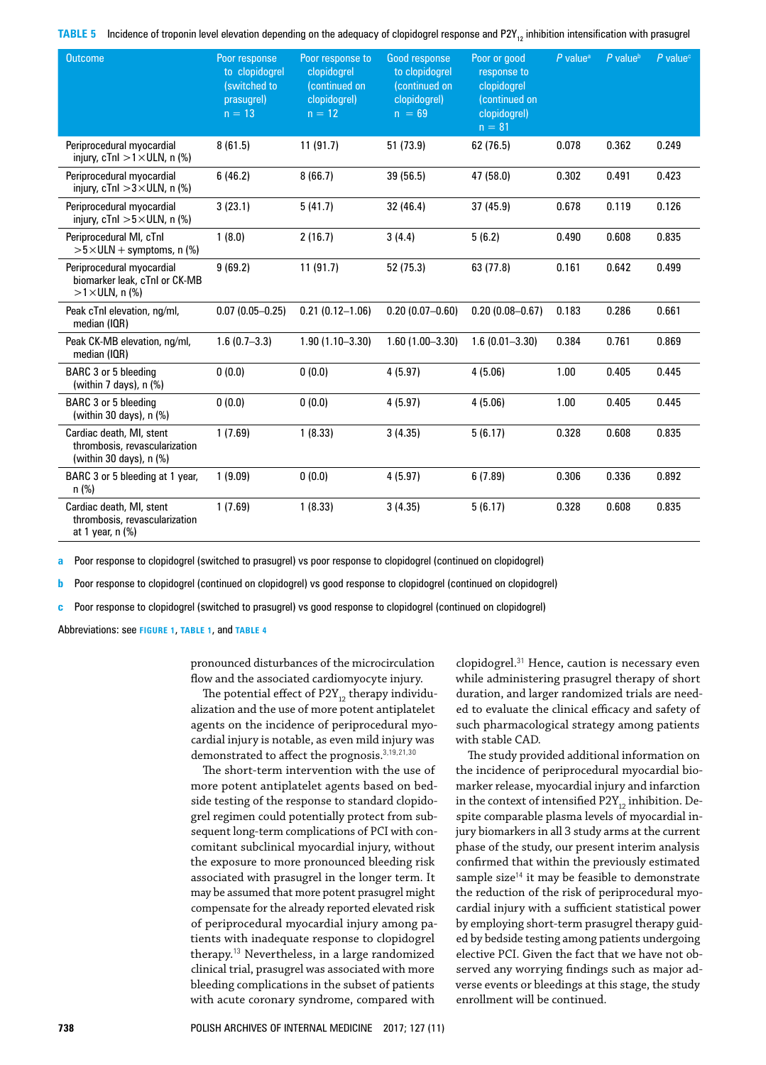**TABLE 5** Incidence of troponin level elevation depending on the adequacy of clopidogrel response and $P2Y_{12}$ inhibition intensification with prasugrel

| Outcome | Poor response to clopidogrel (switched to prasugrel) n = 13 | Poor response to clopidogrel (continued on clopidogrel) n = 12 | Good response to clopidogrel (continued on clopidogrel) n = 69 | Poor or good response to clopidogrel (continued on clopidogrel) n = 81 | P value[a] | P value[b] | P value[c] |
|---|---|---|---|---|---|---|---|
| Periprocedural myocardial injury, cTnI >1×ULN, n (%) | 8 (61.5) | 11 (91.7) | 51 (73.9) | 62 (76.5) | 0.078 | 0.362 | 0.249 |
| Periprocedural myocardial injury, cTnI >3×ULN, n (%) | 6 (46.2) | 8 (66.7) | 39 (56.5) | 47 (58.0) | 0.302 | 0.491 | 0.423 |
| Periprocedural myocardial injury, cTnI >5×ULN, n (%) | 3 (23.1) | 5 (41.7) | 32 (46.4) | 37 (45.9) | 0.678 | 0.119 | 0.126 |
| Periprocedural MI, cTnI >5×ULN + symptoms, n (%) | 1 (8.0) | 2 (16.7) | 3 (4.4) | 5 (6.2) | 0.490 | 0.608 | 0.835 |
| Periprocedural myocardial biomarker leak, cTnI or CK-MB >1×ULN, n (%) | 9 (69.2) | 11 (91.7) | 52 (75.3) | 63 (77.8) | 0.161 | 0.642 | 0.499 |
| Peak cTnI elevation, ng/ml, median (IQR) | 0.07 (0.05–0.25) | 0.21 (0.12–1.06) | 0.20 (0.07–0.60) | 0.20 (0.08–0.67) | 0.183 | 0.286 | 0.661 |
| Peak CK-MB elevation, ng/ml, median (IQR) | 1.6 (0.7–3.3) | 1.90 (1.10–3.30) | 1.60 (1.00–3.30) | 1.6 (0.01–3.30) | 0.384 | 0.761 | 0.869 |
| BARC 3 or 5 bleeding (within 7 days), n (%) | 0 (0.0) | 0 (0.0) | 4 (5.97) | 4 (5.06) | 1.00 | 0.405 | 0.445 |
| BARC 3 or 5 bleeding (within 30 days), n (%) | 0 (0.0) | 0 (0.0) | 4 (5.97) | 4 (5.06) | 1.00 | 0.405 | 0.445 |
| Cardiac death, MI, stent thrombosis, revascularization (within 30 days), n (%) | 1 (7.69) | 1 (8.33) | 3 (4.35) | 5 (6.17) | 0.328 | 0.608 | 0.835 |
| BARC 3 or 5 bleeding at 1 year, n (%) | 1 (9.09) | 0 (0.0) | 4 (5.97) | 6 (7.89) | 0.306 | 0.336 | 0.892 |
| Cardiac death, MI, stent thrombosis, revascularization at 1 year, n (%) | 1 (7.69) | 1 (8.33) | 3 (4.35) | 5 (6.17) | 0.328 | 0.608 | 0.835 |

a Poor response to clopidogrel (switched to prasugrel) vs poor response to clopidogrel (continued on clopidogrel)

b Poor response to clopidogrel (continued on clopidogrel) vs good response to clopidogrel (continued on clopidogrel)

c Poor response to clopidogrel (switched to prasugrel) vs good response to clopidogrel (continued on clopidogrel)

Abbreviations: see FIGURE 1, TABLE 1, and TABLE 4

pronounced disturbances of the microcirculation flow and the associated cardiomyocyte injury.

The potential effect of $P2Y_{12}$ therapy individualization and the use of more potent antiplatelet agents on the incidence of periprocedural myocardial injury is notable, as even mild injury was demonstrated to affect the prognosis.[3,19,21,30]

The short-term intervention with the use of more potent antiplatelet agents based on bedside testing of the response to standard clopidogrel regimen could potentially protect from subsequent long-term complications of PCI with concomitant subclinical myocardial injury, without the exposure to more pronounced bleeding risk associated with prasugrel in the longer term. It may be assumed that more potent prasugrel might compensate for the already reported elevated risk of periprocedural myocardial injury among patients with inadequate response to clopidogrel therapy.[13] Nevertheless, in a large randomized clinical trial, prasugrel was associated with more bleeding complications in the subset of patients with acute coronary syndrome, compared with clopidogrel.[31] Hence, caution is necessary even while administering prasugrel therapy of short duration, and larger randomized trials are needed to evaluate the clinical efficacy and safety of such pharmacological strategy among patients with stable CAD.

The study provided additional information on the incidence of periprocedural myocardial biomarker release, myocardial injury and infarction in the context of intensified $P2Y_{12}$ inhibition. Despite comparable plasma levels of myocardial injury biomarkers in all 3 study arms at the current phase of the study, our present interim analysis confirmed that within the previously estimated sample size[14] it may be feasible to demonstrate the reduction of the risk of periprocedural myocardial injury with a sufficient statistical power by employing short-term prasugrel therapy guided by bedside testing among patients undergoing elective PCI. Given the fact that we have not observed any worrying findings such as major adverse events or bleedings at this stage, the study enrollment will be continued.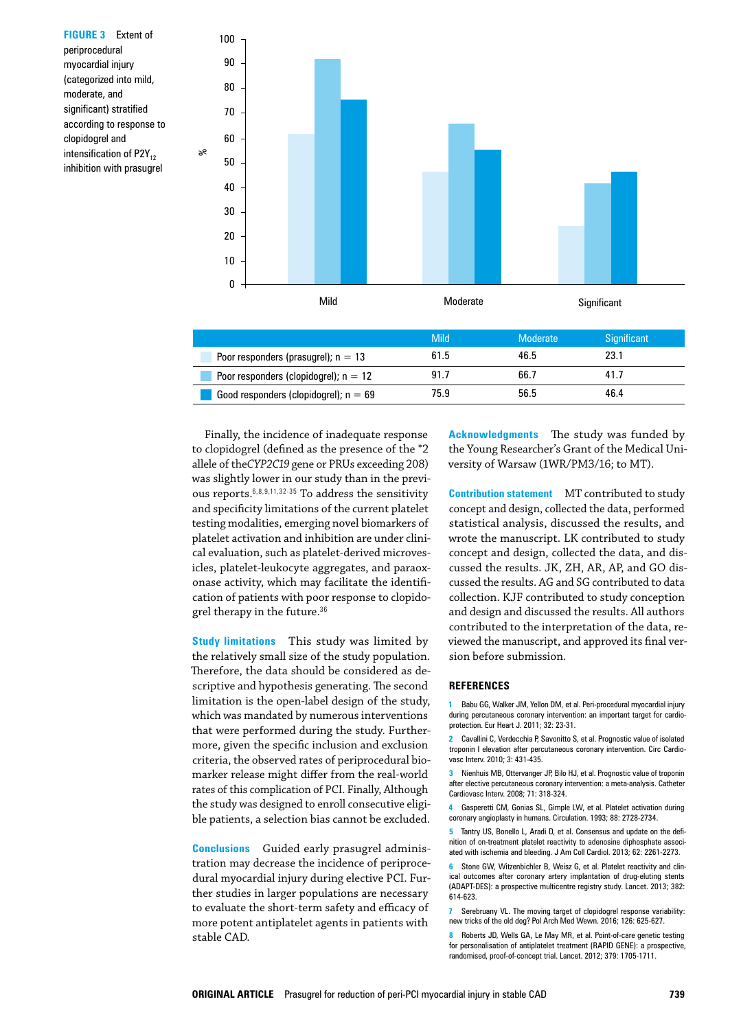**FIGURE 3** Extent of periprocedural myocardial injury (categorized into mild, moderate, and significant) stratified according to response to clopidogrel and intensification of $P2Y_{12}$ inhibition with prasugrel

| | Mild | Moderate | Significant |
|---|---|---|---|
| Poor responders (prasugrel); n = 13 | 61.5 | 46.5 | 23.1 |
| Poor responders (clopidogrel); n = 12 | 91.7 | 66.7 | 41.7 |
| Good responders (clopidogrel); n = 69 | 75.9 | 56.5 | 46.4 |

Finally, the incidence of inadequate response to clopidogrel (defined as the presence of the *2 allele of the *CYP2C19* gene or PRUs exceeding 208) was slightly lower in our study than in the previous reports.[6,8,9,11,32-35] To address the sensitivity and specificity limitations of the current platelet testing modalities, emerging novel biomarkers of platelet activation and inhibition are under clinical evaluation, such as platelet-derived microvesicles, platelet-leukocyte aggregates, and paraoxonase activity, which may facilitate the identification of patients with poor response to clopidogrel therapy in the future.[36]

**Study limitations** This study was limited by the relatively small size of the study population. Therefore, the data should be considered as descriptive and hypothesis generating. The second limitation is the open-label design of the study, which was mandated by numerous interventions that were performed during the study. Furthermore, given the specific inclusion and exclusion criteria, the observed rates of periprocedural biomarker release might differ from the real-world rates of this complication of PCI. Finally, Although the study was designed to enroll consecutive eligible patients, a selection bias cannot be excluded.

**Conclusions** Guided early prasugrel administration may decrease the incidence of periprocedural myocardial injury during elective PCI. Further studies in larger populations are necessary to evaluate the short-term safety and efficacy of more potent antiplatelet agents in patients with stable CAD.

**Acknowledgments** The study was funded by the Young Researcher's Grant of the Medical University of Warsaw (1WR/PM3/16; to MT).

**Contribution statement** MT contributed to study concept and design, collected the data, performed statistical analysis, discussed the results, and wrote the manuscript. LK contributed to study concept and design, collected the data, and discussed the results. JK, ZH, AR, AP, and GO discussed the results. AG and SG contributed to data collection. KJF contributed to study conception and design and discussed the results. All authors contributed to the interpretation of the data, reviewed the manuscript, and approved its final version before submission.

## REFERENCES

1 Babu GG, Walker JM, Yellon DM, et al. Peri-procedural myocardial injury during percutaneous coronary intervention: an important target for cardioprotection. Eur Heart J. 2011; 32: 23-31.

2 Cavallini C, Verdecchia P, Savonitto S, et al. Prognostic value of isolated troponin I elevation after percutaneous coronary intervention. Circ Cardiovasc Interv. 2010; 3: 431-435.

3 Nienhuis MB, Ottervanger JP, Bilo HJ, et al. Prognostic value of troponin after elective percutaneous coronary intervention: a meta-analysis. Catheter Cardiovasc Interv. 2008; 71: 318-324.

4 Gasperetti CM, Gonias SL, Gimple LW, et al. Platelet activation during coronary angioplasty in humans. Circulation. 1993; 88: 2728-2734.

5 Tantry US, Bonello L, Aradi D, et al. Consensus and update on the definition of on-treatment platelet reactivity to adenosine diphosphate associated with ischemia and bleeding. J Am Coll Cardiol. 2013; 62: 2261-2273.

6 Stone GW, Witzenbichler B, Weisz G, et al. Platelet reactivity and clinical outcomes after coronary artery implantation of drug-eluting stents (ADAPT-DES): a prospective multicentre registry study. Lancet. 2013; 382: 614-623.

7 Serebruany VL. The moving target of clopidogrel response variability: new tricks of the old dog? Pol Arch Med Wewn. 2016; 126: 625-627.

8 Roberts JD, Wells GA, Le May MR, et al. Point-of-care genetic testing for personalisation of antiplatelet treatment (RAPID GENE): a prospective, randomised, proof-of-concept trial. Lancet. 2012; 379: 1705-1711.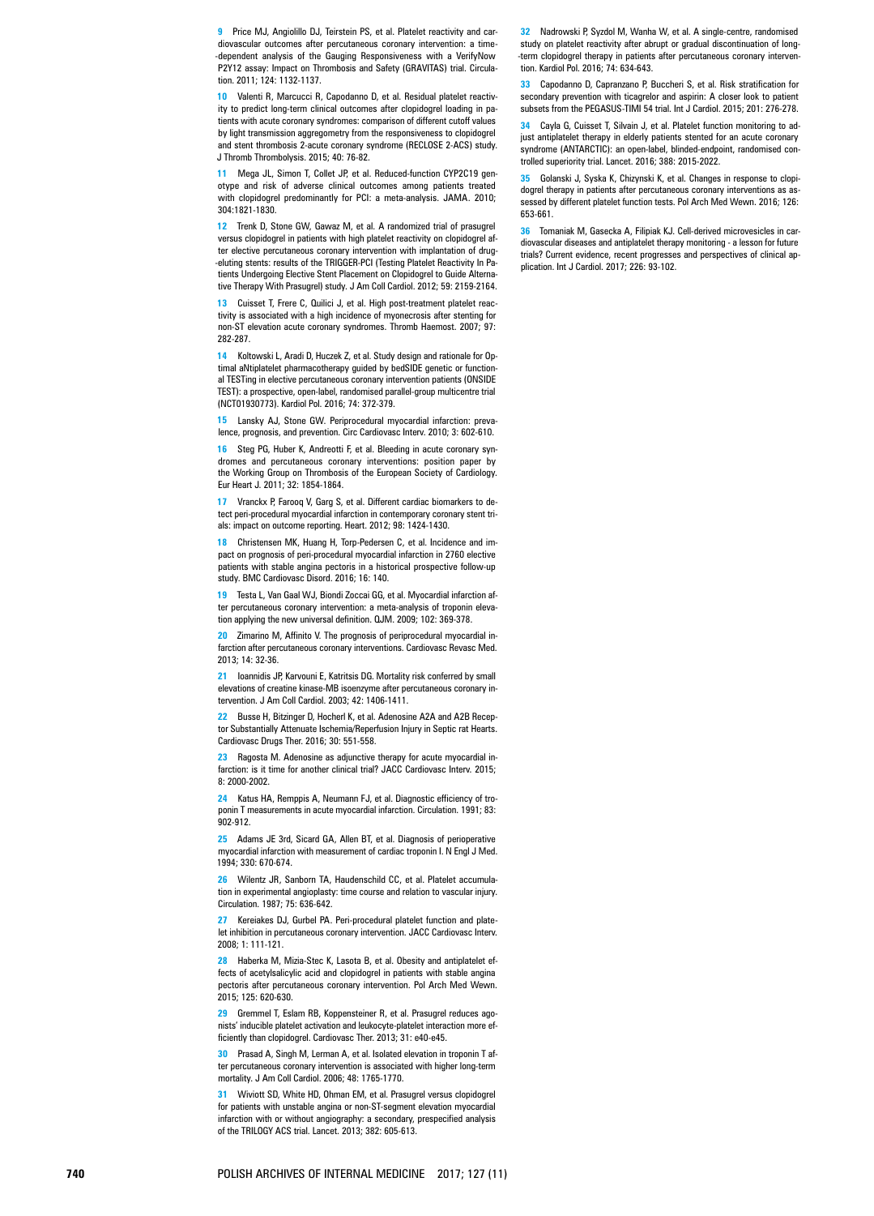9 Price MJ, Angiolillo DJ, Teirstein PS, et al. Platelet reactivity and cardiovascular outcomes after percutaneous coronary intervention: a time-dependent analysis of the Gauging Responsiveness with a VerifyNow P2Y12 assay: Impact on Thrombosis and Safety (GRAVITAS) trial. Circulation. 2011; 124: 1132-1137.

10 Valenti R, Marcucci R, Capodanno D, et al. Residual platelet reactivity to predict long-term clinical outcomes after clopidogrel loading in patients with acute coronary syndromes: comparison of different cutoff values by light transmission aggregometry from the responsiveness to clopidogrel and stent thrombosis 2-acute coronary syndrome (RECLOSE 2-ACS) study. J Thromb Thrombolysis. 2015; 40: 76-82.

11 Mega JL, Simon T, Collet JP, et al. Reduced-function CYP2C19 genotype and risk of adverse clinical outcomes among patients treated with clopidogrel predominantly for PCI: a meta-analysis. JAMA. 2010; 304:1821-1830.

12 Trenk D, Stone GW, Gawaz M, et al. A randomized trial of prasugrel versus clopidogrel in patients with high platelet reactivity on clopidogrel after elective percutaneous coronary intervention with implantation of drug-eluting stents: results of the TRIGGER-PCI (Testing Platelet Reactivity In Patients Undergoing Elective Stent Placement on Clopidogrel to Guide Alternative Therapy With Prasugrel) study. J Am Coll Cardiol. 2012; 59: 2159-2164.

13 Cuisset T, Frere C, Quilici J, et al. High post-treatment platelet reactivity is associated with a high incidence of myonecrosis after stenting for non-ST elevation acute coronary syndromes. Thromb Haemost. 2007; 97: 282-287.

14 Koltowski L, Aradi D, Huczek Z, et al. Study design and rationale for Optimal aNtiplatelet pharmacotherapy guided by bedSIDE genetic or functional TESTing in elective percutaneous coronary intervention patients (ONSIDE TEST): a prospective, open-label, randomised parallel-group multicentre trial (NCT01930773). Kardiol Pol. 2016; 74: 372-379.

15 Lansky AJ, Stone GW. Periprocedural myocardial infarction: prevalence, prognosis, and prevention. Circ Cardiovasc Interv. 2010; 3: 602-610.

16 Steg PG, Huber K, Andreotti F, et al. Bleeding in acute coronary syndromes and percutaneous coronary interventions: position paper by the Working Group on Thrombosis of the European Society of Cardiology. Eur Heart J. 2011; 32: 1854-1864.

17 Vranckx P, Farooq V, Garg S, et al. Different cardiac biomarkers to detect peri-procedural myocardial infarction in contemporary coronary stent trials: impact on outcome reporting. Heart. 2012; 98: 1424-1430.

18 Christensen MK, Huang H, Torp-Pedersen C, et al. Incidence and impact on prognosis of peri-procedural myocardial infarction in 2760 elective patients with stable angina pectoris in a historical prospective follow-up study. BMC Cardiovasc Disord. 2016; 16: 140.

19 Testa L, Van Gaal WJ, Biondi Zoccai GG, et al. Myocardial infarction after percutaneous coronary intervention: a meta-analysis of troponin elevation applying the new universal definition. QJM. 2009; 102: 369-378.

20 Zimarino M, Affinito V. The prognosis of periprocedural myocardial infarction after percutaneous coronary interventions. Cardiovasc Revasc Med. 2013; 14: 32-36.

21 Ioannidis JP, Karvouni E, Katritsis DG. Mortality risk conferred by small elevations of creatine kinase-MB isoenzyme after percutaneous coronary intervention. J Am Coll Cardiol. 2003; 42: 1406-1411.

22 Busse H, Bitzinger D, Hocherl K, et al. Adenosine A2A and A2B Receptor Substantially Attenuate Ischemia/Reperfusion Injury in Septic rat Hearts. Cardiovasc Drugs Ther. 2016; 30: 551-558.

23 Ragosta M. Adenosine as adjunctive therapy for acute myocardial infarction: is it time for another clinical trial? JACC Cardiovasc Interv. 2015; 8: 2000-2002.

24 Katus HA, Remppis A, Neumann FJ, et al. Diagnostic efficiency of troponin T measurements in acute myocardial infarction. Circulation. 1991; 83: 902-912.

25 Adams JE 3rd, Sicard GA, Allen BT, et al. Diagnosis of perioperative myocardial infarction with measurement of cardiac troponin I. N Engl J Med. 1994; 330: 670-674.

26 Wilentz JR, Sanborn TA, Haudenschild CC, et al. Platelet accumulation in experimental angioplasty: time course and relation to vascular injury. Circulation. 1987; 75: 636-642.

27 Kereiakes DJ, Gurbel PA. Peri-procedural platelet function and platelet inhibition in percutaneous coronary intervention. JACC Cardiovasc Interv. 2008; 1: 111-121.

28 Haberka M, Mizia-Stec K, Lasota B, et al. Obesity and antiplatelet effects of acetylsalicylic acid and clopidogrel in patients with stable angina pectoris after percutaneous coronary intervention. Pol Arch Med Wewn. 2015; 125: 620-630.

29 Gremmel T, Eslam RB, Koppensteiner R, et al. Prasugrel reduces agonists' inducible platelet activation and leukocyte-platelet interaction more efficiently than clopidogrel. Cardiovasc Ther. 2013; 31: e40-e45.

30 Prasad A, Singh M, Lerman A, et al. Isolated elevation in troponin T after percutaneous coronary intervention is associated with higher long-term mortality. J Am Coll Cardiol. 2006; 48: 1765-1770.

31 Wiviott SD, White HD, Ohman EM, et al. Prasugrel versus clopidogrel for patients with unstable angina or non-ST-segment elevation myocardial infarction with or without angiography: a secondary, prespecified analysis of the TRILOGY ACS trial. Lancet. 2013; 382: 605-613.

32 Nadrowski P, Syzdol M, Wanha W, et al. A single-centre, randomised study on platelet reactivity after abrupt or gradual discontinuation of long-term clopidogrel therapy in patients after percutaneous coronary intervention. Kardiol Pol. 2016; 74: 634-643.

33 Capodanno D, Capranzano P, Buccheri S, et al. Risk stratification for secondary prevention with ticagrelor and aspirin: A closer look to patient subsets from the PEGASUS-TIMI 54 trial. Int J Cardiol. 2015; 201: 276-278.

34 Cayla G, Cuisset T, Silvain J, et al. Platelet function monitoring to adjust antiplatelet therapy in elderly patients stented for an acute coronary syndrome (ANTARCTIC): an open-label, blinded-endpoint, randomised controlled superiority trial. Lancet. 2016; 388: 2015-2022.

35 Golanski J, Syska K, Chizynski K, et al. Changes in response to clopidogrel therapy in patients after percutaneous coronary interventions as assessed by different platelet function tests. Pol Arch Med Wewn. 2016; 126: 653-661.

36 Tomaniak M, Gasecka A, Filipiak KJ. Cell-derived microvesicles in cardiovascular diseases and antiplatelet therapy monitoring - a lesson for future trials? Current evidence, recent progresses and perspectives of clinical application. Int J Cardiol. 2017; 226: 93-102.